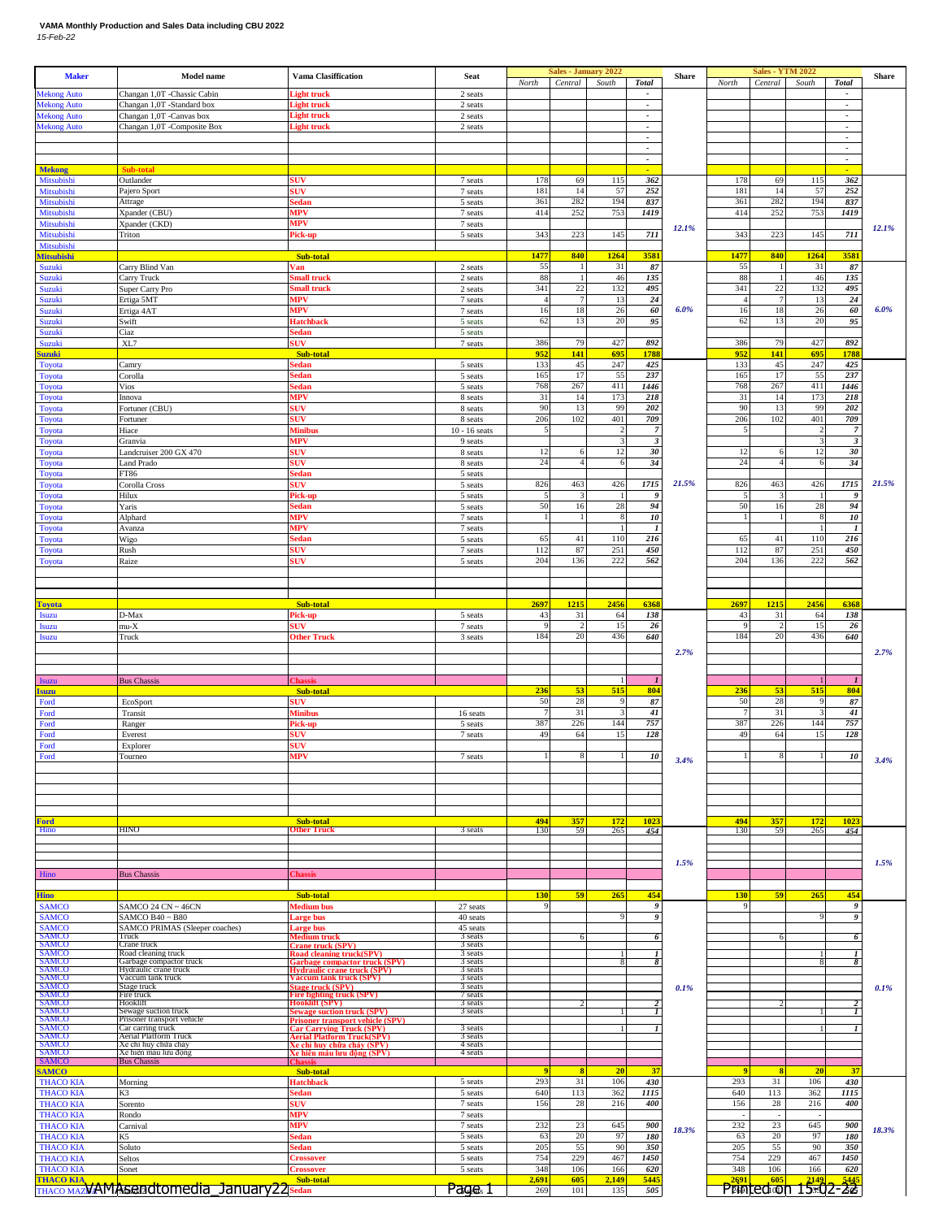**VAMA Monthly Production and Sales Data including CBU 2022**

*15-Feb-22*

| Maker | Model name | Vama Clasiffication | Seat | Sales - January 2022 North | Sales - January 2022 Central | Sales - January 2022 South | Sales - January 2022 Total | Share | Sales - YTM 2022 North | Sales - YTM 2022 Central | Sales - YTM 2022 South | Sales - YTM 2022 Total | Share |
|---|---|---|---|---|---|---|---|---|---|---|---|---|---|
| Mekong Auto | Changan 1,0T -Chassic Cabin | Light truck | 2 seats | | | | - | | | | | - | |
| Mekong Auto | Changan 1,0T -Standard box | Light truck | 2 seats | | | | - | | | | | - | |
| Mekong Auto | Changan 1,0T -Canvas box | Light truck | 2 seats | | | | - | | | | | - | |
| Mekong Auto | Changan 1,0T -Composite Box | Light truck | 2 seats | | | | - | | | | | - | |
| | | | | | | | - | | | | | - | |
| | | | | | | | - | | | | | - | |
| | | | | | | | - | | | | | - | |
| **Mekong** | **Sub-total** | | | | | | - | | | | | - | |
| Mitsubishi | Outlander | SUV | 7 seats | 178 | 69 | 115 | *362* | | 178 | 69 | 115 | *362* | |
| Mitsubishi | Pajero Sport | SUV | 7 seats | 181 | 14 | 57 | *252* | | 181 | 14 | 57 | *252* | |
| Mitsubishi | Attrage | Sedan | 5 seats | 361 | 282 | 194 | *837* | | 361 | 282 | 194 | *837* | |
| Mitsubishi | Xpander (CBU) | MPV | 7 seats | 414 | 252 | 753 | *1419* | | 414 | 252 | 753 | *1419* | |
| Mitsubishi | Xpander (CKD) | MPV | 7 seats | | | | | 12.1% | | | | | 12.1% |
| Mitsubishi | Triton | Pick-up | 5 seats | 343 | 223 | 145 | *711* | | 343 | 223 | 145 | *711* | |
| Mitsubishi | | | | | | | | | | | | | |
| **Mitsubishi** | | **Sub-total** | | **1477** | **840** | **1264** | **3581** | | **1477** | **840** | **1264** | **3581** | |
| Suzuki | Carry Blind Van | Van | 2 seats | 55 | 1 | 31 | *87* | | 55 | 1 | 31 | *87* | |
| Suzuki | Carry Truck | Small truck | 2 seats | 88 | 1 | 46 | *135* | | 88 | 1 | 46 | *135* | |
| Suzuki | Super Carry Pro | Small truck | 2 seats | 341 | 22 | 132 | *495* | | 341 | 22 | 132 | *495* | |
| Suzuki | Ertiga 5MT | MPV | 7 seats | 4 | 7 | 13 | *24* | | 4 | 7 | 13 | *24* | |
| Suzuki | Ertiga 4AT | MPV | 7 seats | 16 | 18 | 26 | *60* | 6.0% | 16 | 18 | 26 | *60* | 6.0% |
| Suzuki | Swift | Hatchback | 5 seats | 62 | 13 | 20 | *95* | | 62 | 13 | 20 | *95* | |
| Suzuki | Ciaz | Sedan | 5 seats | | | | | | | | | | |
| Suzuki | XL7 | SUV | 7 seats | 386 | 79 | 427 | *892* | | 386 | 79 | 427 | *892* | |
| **Suzuki** | | **Sub-total** | | **952** | **141** | **695** | **1788** | | **952** | **141** | **695** | **1788** | |
| Toyota | Camry | Sedan | 5 seats | 133 | 45 | 247 | *425* | | 133 | 45 | 247 | *425* | |
| Toyota | Corolla | Sedan | 5 seats | 165 | 17 | 55 | *237* | | 165 | 17 | 55 | *237* | |
| Toyota | Vios | Sedan | 5 seats | 768 | 267 | 411 | *1446* | | 768 | 267 | 411 | *1446* | |
| Toyota | Innova | MPV | 8 seats | 31 | 14 | 173 | *218* | | 31 | 14 | 173 | *218* | |
| Toyota | Fortuner (CBU) | SUV | 8 seats | 90 | 13 | 99 | *202* | | 90 | 13 | 99 | *202* | |
| Toyota | Fortuner | SUV | 8 seats | 206 | 102 | 401 | *709* | | 206 | 102 | 401 | *709* | |
| Toyota | Hiace | Minibus | 10 - 16 seats | 5 | | 2 | *7* | | 5 | | 2 | *7* | |
| Toyota | Granvia | MPV | 9 seats | | | 3 | *3* | | | | 3 | *3* | |
| Toyota | Landcruiser 200 GX 470 | SUV | 8 seats | 12 | 6 | 12 | *30* | | 12 | 6 | 12 | *30* | |
| Toyota | Land Prado | SUV | 8 seats | 24 | 4 | 6 | *34* | | 24 | 4 | 6 | *34* | |
| Toyota | FT86 | Sedan | 5 seats | | | | | | | | | | |
| Toyota | Corolla Cross | SUV | 5 seats | 826 | 463 | 426 | *1715* | 21.5% | 826 | 463 | 426 | *1715* | 21.5% |
| Toyota | Hilux | Pick-up | 5 seats | 5 | 3 | 1 | *9* | | 5 | 3 | 1 | *9* | |
| Toyota | Yaris | Sedan | 5 seats | 50 | 16 | 28 | *94* | | 50 | 16 | 28 | *94* | |
| Toyota | Alphard | MPV | 7 seats | 1 | 1 | 8 | *10* | | 1 | 1 | 8 | *10* | |
| Toyota | Avanza | MPV | 7 seats | | | 1 | *1* | | | | 1 | *1* | |
| Toyota | Wigo | Sedan | 5 seats | 65 | 41 | 110 | *216* | | 65 | 41 | 110 | *216* | |
| Toyota | Rush | SUV | 7 seats | 112 | 87 | 251 | *450* | | 112 | 87 | 251 | *450* | |
| Toyota | Raize | SUV | 5 seats | 204 | 136 | 222 | *562* | | 204 | 136 | 222 | *562* | |
| **Toyota** | | **Sub-total** | | **2697** | **1215** | **2456** | **6368** | | **2697** | **1215** | **2456** | **6368** | |
| Isuzu | D-Max | Pick-up | 5 seats | 43 | 31 | 64 | *138* | | 43 | 31 | 64 | *138* | |
| Isuzu | mu-X | SUV | 7 seats | 9 | 2 | 15 | *26* | | 9 | 2 | 15 | *26* | |
| Isuzu | Truck | Other Truck | 3 seats | 184 | 20 | 436 | *640* | 2.7% | 184 | 20 | 436 | *640* | 2.7% |
| Isuzu | Bus Chassis | Chassis | | | | 1 | *1* | | | | 1 | *1* | |
| **Isuzu** | | **Sub-total** | | **236** | **53** | **515** | **804** | | **236** | **53** | **515** | **804** | |
| Ford | EcoSport | SUV | | 50 | 28 | 9 | *87* | | 50 | 28 | 9 | *87* | |
| Ford | Transit | Minibus | 16 seats | 7 | 31 | 3 | *41* | | 7 | 31 | 3 | *41* | |
| Ford | Ranger | Pick-up | 5 seats | 387 | 226 | 144 | *757* | | 387 | 226 | 144 | *757* | |
| Ford | Everest | SUV | 7 seats | 49 | 64 | 15 | *128* | | 49 | 64 | 15 | *128* | |
| Ford | Explorer | SUV | | | | | | | | | | | |
| Ford | Tourneo | MPV | 7 seats | 1 | 8 | 1 | *10* | 3.4% | 1 | 8 | 1 | *10* | 3.4% |
| **Ford** | | **Sub-total** | | **494** | **357** | **172** | **1023** | | **494** | **357** | **172** | **1023** | |
| Hino | HINO | Other Truck | 3 seats | 130 | 59 | 265 | *454* | 1.5% | 130 | 59 | 265 | *454* | 1.5% |
| Hino | Bus Chassis | Chassis | | | | | | | | | | | |
| **Hino** | | **Sub-total** | | **130** | **59** | **265** | **454** | | **130** | **59** | **265** | **454** | |
| SAMCO | SAMCO 24 CN ~ 46CN | Medium bus | 27 seats | 9 | | | *9* | | 9 | | | *9* | |
| SAMCO | SAMCO B40 ~ B80 | Large bus | 40 seats | | | 9 | *9* | | | | 9 | *9* | |
| SAMCO | SAMCO PRIMAS (Sleeper coaches) | Large bus | 45 seats | | | | | | | | | | |
| SAMCO | Truck | Medium truck | 3 seats | | 6 | | *6* | | | 6 | | *6* | |
| SAMCO | Crane truck | Crane truck (SPV) | 3 seats | | | | | | | | | | |
| SAMCO | Road cleaning truck | Road cleaning truck(SPV) | 3 seats | | | 1 | *1* | | | | 1 | *1* | |
| SAMCO | Garbage compactor truck | Garbage compactor truck (SPV) | 3 seats | | | 8 | *8* | | | | 8 | *8* | |
| SAMCO | Hydraulic crane truck | Hydraulic crane truck (SPV) | 3 seats | | | | | | | | | | |
| SAMCO | Vaccum tank truck | Vaccum tank truck (SPV) | 3 seats | | | | | | | | | | |
| SAMCO | Stage truck | Stage truck (SPV) | 3 seats | | | | | 0.1% | | | | | 0.1% |
| SAMCO | Fire truck | Fire fighting truck (SPV) | 7 seats | | | | | | | | | | |
| SAMCO | Hooklift | Hooklift (SPV) | 3 seats | | 2 | | *2* | | | 2 | | *2* | |
| SAMCO | Sewage suction truck | Sewage suction truck (SPV) | 3 seats | | | 1 | *1* | | | | 1 | *1* | |
| SAMCO | Prisoner transport vehicle | Prisoner transport vehicle (SPV) | | | | | | | | | | | |
| SAMCO | Car carring truck | Car Carrying Truck (SPV) | 3 seats | | | 1 | *1* | | | | 1 | *1* | |
| SAMCO | Aerial Platform Truck | Aerial Platform Truck(SPV) | 3 seats | | | | | | | | | | |
| SAMCO | Xe chỉ huy chữa cháy | Xe chỉ huy chữa cháy (SPV) | 4 seats | | | | | | | | | | |
| SAMCO | Xe hiến máu lưu động | Xe hiến máu lưu động (SPV) | 4 seats | | | | | | | | | | |
| SAMCO | Bus Chassis | Chassis | | | | | | | | | | | |
| **SAMCO** | | **Sub-total** | | **9** | **8** | **20** | **37** | | **9** | **8** | **20** | **37** | |
| THACO KIA | Morning | Hatchback | 5 seats | 293 | 31 | 106 | *430* | | 293 | 31 | 106 | *430* | |
| THACO KIA | K3 | Sedan | 5 seats | 640 | 113 | 362 | *1115* | | 640 | 113 | 362 | *1115* | |
| THACO KIA | Sorento | SUV | 7 seats | 156 | 28 | 216 | *400* | | 156 | 28 | 216 | *400* | |
| THACO KIA | Rondo | MPV | 7 seats | | | | | | - | | | | |
| THACO KIA | Carnival | MPV | 7 seats | 232 | 23 | 645 | *900* | 18.3% | 232 | 23 | 645 | *900* | 18.3% |
| THACO KIA | K5 | Sedan | 5 seats | 63 | 20 | 97 | *180* | | 63 | 20 | 97 | *180* | |
| THACO KIA | Soluto | Sedan | 5 seats | 205 | 55 | 90 | *350* | | 205 | 55 | 90 | *350* | |
| THACO KIA | Seltos | Crossover | 5 seats | 754 | 229 | 467 | *1450* | | 754 | 229 | 467 | *1450* | |
| THACO KIA | Sonet | Crossover | 5 seats | 348 | 106 | 166 | *620* | | 348 | 106 | 166 | *620* | |
| **THACO KIA** | | **Sub-total** | | **2,691** | **605** | **2,149** | **5445** | | **2691** | **605** | **2149** | **5445** | |
| THACO MAZDA | | Sedan | | 269 | 101 | 135 | *505* | | | | | | |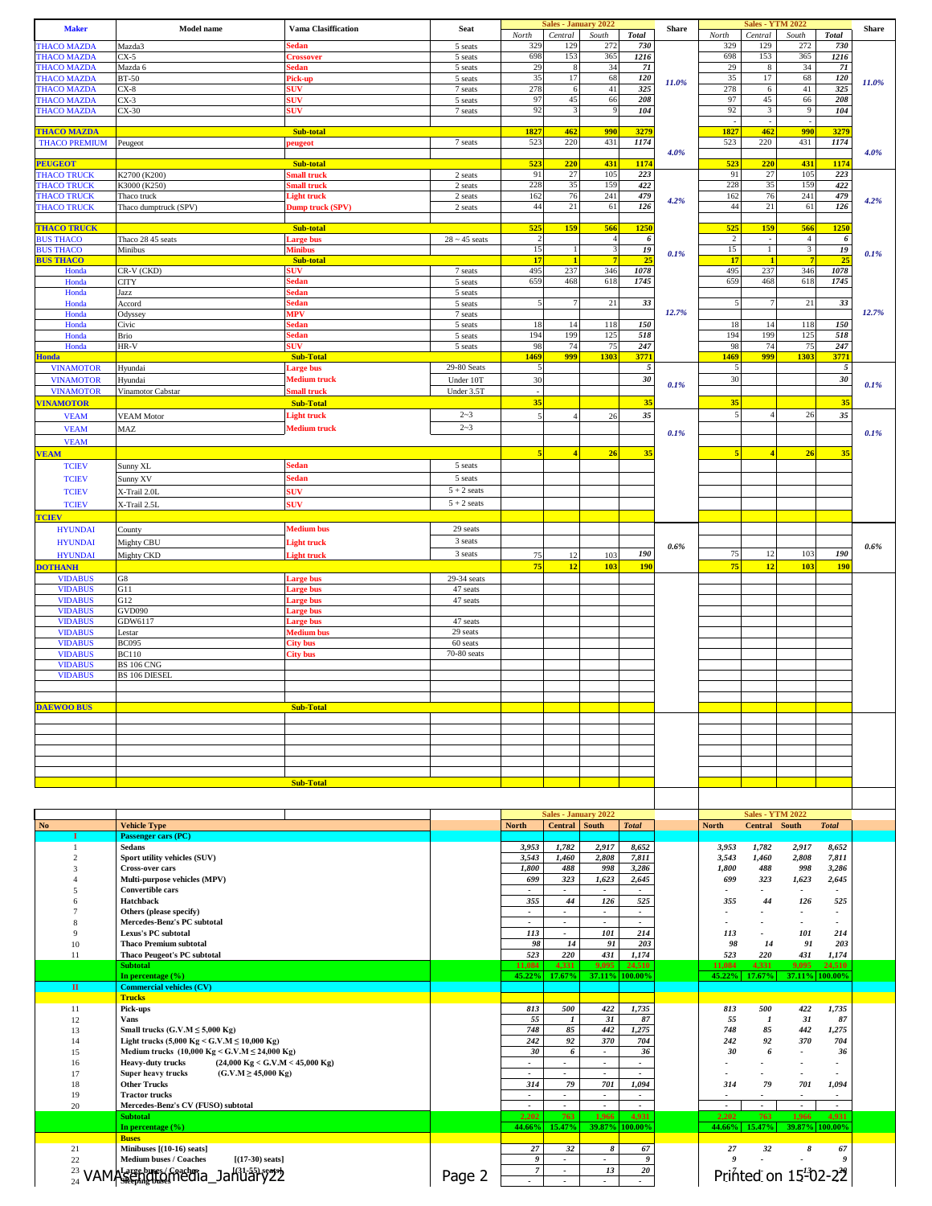| Maker | Model name | Vama Clasiffication | Seat | Sales - January 2022 North | Central | South | Total | Share | Sales - YTM 2022 North | Central | South | Total | Share |
|---|---|---|---|---|---|---|---|---|---|---|---|---|---|
| THACO MAZDA | Mazda3 | Sedan | 5 seats | 329 | 129 | 272 | 730 | 11.0% | 329 | 129 | 272 | 730 | 11.0% |
| THACO MAZDA | CX-5 | Crossover | 5 seats | 698 | 153 | 365 | 1216 | | 698 | 153 | 365 | 1216 | |
| THACO MAZDA | Mazda 6 | Sedan | 5 seats | 29 | 8 | 34 | 71 | | 29 | 8 | 34 | 71 | |
| THACO MAZDA | BT-50 | Pick-up | 5 seats | 35 | 17 | 68 | 120 | | 35 | 17 | 68 | 120 | |
| THACO MAZDA | CX-8 | SUV | 7 seats | 278 | 6 | 41 | 325 | | 278 | 6 | 41 | 325 | |
| THACO MAZDA | CX-3 | SUV | 5 seats | 97 | 45 | 66 | 208 | | 97 | 45 | 66 | 208 | |
| THACO MAZDA | CX-30 | SUV | 7 seats | 92 | 3 | 9 | 104 | | 92 | 3 | 9 | 104 | |
| | | | | | | | | | - | - | - | | |
| THACO MAZDA | | Sub-total | | 1827 | 462 | 990 | 3279 | | 1827 | 462 | 990 | 3279 | |
| THACO PREMIUM | Peugeot | peugeot | 7 seats | 523 | 220 | 431 | 1174 | 4.0% | 523 | 220 | 431 | 1174 | 4.0% |
| PEUGEOT | | Sub-total | | 523 | 220 | 431 | 1174 | | 523 | 220 | 431 | 1174 | |
| THACO TRUCK | K2700 (K200) | Small truck | 2 seats | 91 | 27 | 105 | 223 | 4.2% | 91 | 27 | 105 | 223 | 4.2% |
| THACO TRUCK | K3000 (K250) | Small truck | 2 seats | 228 | 35 | 159 | 422 | | 228 | 35 | 159 | 422 | |
| THACO TRUCK | Thaco truck | Light truck | 2 seats | 162 | 76 | 241 | 479 | | 162 | 76 | 241 | 479 | |
| THACO TRUCK | Thaco dumptruck (SPV) | Dump truck (SPV) | 2 seats | 44 | 21 | 61 | 126 | | 44 | 21 | 61 | 126 | |
| THACO TRUCK | | Sub-total | | 525 | 159 | 566 | 1250 | | 525 | 159 | 566 | 1250 | |
| BUS THACO | Thaco 28 45 seats | Large bus | 28 ~ 45 seats | 2 | | 4 | 6 | 0.1% | 2 | - | 4 | 6 | 0.1% |
| BUS THACO | Minibus | Minibus | | 15 | 1 | 3 | 19 | | 15 | 1 | 3 | 19 | |
| BUS THACO | | Sub-total | | 17 | 1 | 7 | 25 | | 17 | 1 | 7 | 25 | |
| Honda | CR-V (CKD) | SUV | 7 seats | 495 | 237 | 346 | 1078 | 12.7% | 495 | 237 | 346 | 1078 | 12.7% |
| Honda | CITY | Sedan | 5 seats | 659 | 468 | 618 | 1745 | | 659 | 468 | 618 | 1745 | |
| Honda | Jazz | Sedan | 5 seats | | | | | | | | | | |
| Honda | Accord | Sedan | 5 seats | 5 | 7 | 21 | 33 | | 5 | 7 | 21 | 33 | |
| Honda | Odyssey | MPV | 7 seats | | | | | | | | | | |
| Honda | Civic | Sedan | 5 seats | 18 | 14 | 118 | 150 | | 18 | 14 | 118 | 150 | |
| Honda | Brio | Sedan | 5 seats | 194 | 199 | 125 | 518 | | 194 | 199 | 125 | 518 | |
| Honda | HR-V | SUV | 5 seats | 98 | 74 | 75 | 247 | | 98 | 74 | 75 | 247 | |
| Honda | | Sub-Total | | 1469 | 999 | 1303 | 3771 | | 1469 | 999 | 1303 | 3771 | |
| VINAMOTOR | Hyundai | Large bus | 29-80 Seats | 5 | | | 5 | 0.1% | 5 | | | 5 | 0.1% |
| VINAMOTOR | Hyundai | Medium truck | Under 10T | 30 | | | 30 | | 30 | | | 30 | |
| VINAMOTOR | Vinamotor Cabstar | Small truck | Under 3.5T | - | | | | | | | | | |
| VINAMOTOR | | Sub-Total | | 35 | | | 35 | | 35 | | | 35 | |
| VEAM | VEAM Motor | Light truck | 2~3 | 5 | 4 | 26 | 35 | 0.1% | 5 | 4 | 26 | 35 | 0.1% |
| VEAM | MAZ | Medium truck | 2~3 | | | | | | | | | | |
| VEAM | | | | | | | | | | | | | |
| VEAM | | | | 5 | 4 | 26 | 35 | | 5 | 4 | 26 | 35 | |
| TCIEV | Sunny XL | Sedan | 5 seats | | | | | | | | | | |
| TCIEV | Sunny XV | Sedan | 5 seats | | | | | | | | | | |
| TCIEV | X-Trail 2.0L | SUV | 5 + 2 seats | | | | | | | | | | |
| TCIEV | X-Trail 2.5L | SUV | 5 + 2 seats | | | | | | | | | | |
| TCIEV | | | | | | | | | | | | | |
| HYUNDAI | County | Medium bus | 29 seats | | | | | 0.6% | | | | | 0.6% |
| HYUNDAI | Mighty CBU | Light truck | 3 seats | | | | | | | | | | |
| HYUNDAI | Mighty CKD | Light truck | 3 seats | 75 | 12 | 103 | 190 | | 75 | 12 | 103 | 190 | |
| DOTHANH | | | | 75 | 12 | 103 | 190 | | 75 | 12 | 103 | 190 | |
| VIDABUS | G8 | Large bus | 29-34 seats | | | | | | | | | | |
| VIDABUS | G11 | Large bus | 47 seats | | | | | | | | | | |
| VIDABUS | G12 | Large bus | 47 seats | | | | | | | | | | |
| VIDABUS | GVD090 | Large bus | | | | | | | | | | | |
| VIDABUS | GDW6117 | Large bus | 47 seats | | | | | | | | | | |
| VIDABUS | Lestar | Medium bus | 29 seats | | | | | | | | | | |
| VIDABUS | BC095 | City bus | 60 seats | | | | | | | | | | |
| VIDABUS | BC110 | City bus | 70-80 seats | | | | | | | | | | |
| VIDABUS | BS 106 CNG | | | | | | | | | | | | |
| VIDABUS | BS 106 DIESEL | | | | | | | | | | | | |
| DAEWOO BUS | | Sub-Total | | | | | | | | | | | |
| | | Sub-Total | | | | | | | | | | | |

| No | Vehicle Type | Sales - January 2022 North | Central | South | Total | Sales - YTM 2022 North | Central | South | Total |
|---|---|---|---|---|---|---|---|---|---|
| I | Passenger cars (PC) | | | | | | | | |
| 1 | Sedans | 3,953 | 1,782 | 2,917 | 8,652 | 3,953 | 1,782 | 2,917 | 8,652 |
| 2 | Sport utility vehicles (SUV) | 3,543 | 1,460 | 2,808 | 7,811 | 3,543 | 1,460 | 2,808 | 7,811 |
| 3 | Cross-over cars | 1,800 | 488 | 998 | 3,286 | 1,800 | 488 | 998 | 3,286 |
| 4 | Multi-purpose vehicles (MPV) | 699 | 323 | 1,623 | 2,645 | 699 | 323 | 1,623 | 2,645 |
| 5 | Convertible cars | - | - | - | - | - | - | - | - |
| 6 | Hatchback | 355 | 44 | 126 | 525 | 355 | 44 | 126 | 525 |
| 7 | Others (please specify) | - | - | - | - | - | - | - | - |
| 8 | Mercedes-Benz's PC subtotal | - | - | - | - | - | - | - | - |
| 9 | Lexus's PC subtotal | 113 | - | 101 | 214 | 113 | - | 101 | 214 |
| 10 | Thaco Premium subtotal | 98 | 14 | 91 | 203 | 98 | 14 | 91 | 203 |
| 11 | Thaco Peugeot's PC subtotal | 523 | 220 | 431 | 1,174 | 523 | 220 | 431 | 1,174 |
| | Subtotal | 11,084 | 4,331 | 9,095 | 24,510 | 11,084 | 4,331 | 9,095 | 24,510 |
| | In percentage (%) | 45.22% | 17.67% | 37.11% | 100.00% | 45.22% | 17.67% | 37.11% | 100.00% |
| II | Commercial vehicles (CV) | | | | | | | | |
| | Trucks | | | | | | | | |
| 11 | Pick-ups | 813 | 500 | 422 | 1,735 | 813 | 500 | 422 | 1,735 |
| 12 | Vans | 55 | 1 | 31 | 87 | 55 | 1 | 31 | 87 |
| 13 | Small trucks (G.V.M ≤ 5,000 Kg) | 748 | 85 | 442 | 1,275 | 748 | 85 | 442 | 1,275 |
| 14 | Light trucks (5,000 Kg < G.V.M ≤ 10,000 Kg) | 242 | 92 | 370 | 704 | 242 | 92 | 370 | 704 |
| 15 | Medium trucks (10,000 Kg < G.V.M ≤ 24,000 Kg) | 30 | 6 | - | 36 | 30 | 6 | - | 36 |
| 16 | Heavy-duty trucks (24,000 Kg < G.V.M < 45,000 Kg) | - | - | - | - | - | - | - | - |
| 17 | Super heavy trucks (G.V.M ≥ 45,000 Kg) | - | - | - | - | - | - | - | - |
| 18 | Other Trucks | 314 | 79 | 701 | 1,094 | 314 | 79 | 701 | 1,094 |
| 19 | Tractor trucks | - | - | - | - | - | - | - | - |
| 20 | Mercedes-Benz's CV (FUSO) subtotal | - | - | - | - | - | - | - | - |
| | Subtotal | 2,202 | 763 | 1,966 | 4,931 | 2,202 | 763 | 1,966 | 4,931 |
| | In percentage (%) | 44.66% | 15.47% | 39.87% | 100.00% | 44.66% | 15.47% | 39.87% | 100.00% |
| | Buses | | | | | | | | |
| 21 | Minibuses [(10-16) seats] | 27 | 32 | 8 | 67 | 27 | 32 | 8 | 67 |
| 22 | Medium buses / Coaches [(17-30) seats] | 9 | - | - | 9 | 9 | - | - | 9 |
| 23 | Large buses / Coaches [(31-55) seats] | 7 | - | 13 | 20 | 7 | - | 13 | 20 |
| 24 | Sleeping buses | - | - | - | - | | | | |

VAMA send to media_January22

Printed on 15-02-22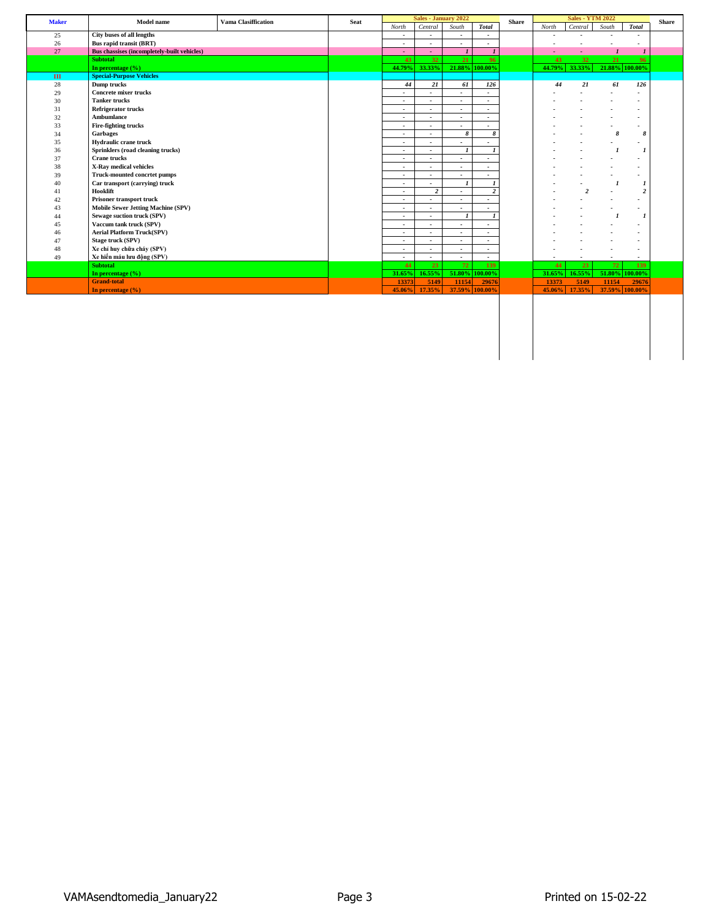| Maker | Model name | Vama Clasiffication | Seat | Sales - January 2022 | | | | Share | Sales - YTM 2022 | | | | Share |
|---|---|---|---|---|---|---|---|---|---|---|---|---|---|
| | | | | North | Central | South | Total | | North | Central | South | Total | |
| 25 | City buses of all lengths | | | - | - | - | - | | - | - | - | - | |
| 26 | Bus rapid transit (BRT) | | | - | - | - | - | | - | - | - | - | |
| 27 | Bus chassises (incompletely-built vehicles) | | | - | - | 1 | 1 | | - | - | 1 | 1 | |
| | Subtotal | | | 43 | 32 | 21 | 96 | | 43 | 32 | 21 | 96 | |
| | In percentage (%) | | | 44.79% | 33.33% | 21.88% | 100.00% | | 44.79% | 33.33% | 21.88% | 100.00% | |
| III | Special-Purpose Vehicles | | | | | | | | | | | | |
| 28 | Dump trucks | | | 44 | 21 | 61 | 126 | | 44 | 21 | 61 | 126 | |
| 29 | Concrete mixer trucks | | | - | - | - | - | | - | - | - | - | |
| 30 | Tanker trucks | | | - | - | - | - | | - | - | - | - | |
| 31 | Refrigerator trucks | | | - | - | - | - | | - | - | - | - | |
| 32 | Ambumlance | | | - | - | - | - | | - | - | - | - | |
| 33 | Fire-fighting trucks | | | - | - | - | - | | - | - | - | - | |
| 34 | Garbages | | | - | - | 8 | 8 | | - | - | 8 | 8 | |
| 35 | Hydraulic crane truck | | | - | - | - | - | | - | - | - | - | |
| 36 | Sprinklers (road cleaning trucks) | | | - | - | 1 | 1 | | - | - | 1 | 1 | |
| 37 | Crane trucks | | | - | - | - | - | | - | - | - | - | |
| 38 | X-Ray medical vehicles | | | - | - | - | - | | - | - | - | - | |
| 39 | Truck-mounted concrtet pumps | | | - | - | - | - | | - | - | - | - | |
| 40 | Car transport (carrying) truck | | | - | - | 1 | 1 | | - | - | 1 | 1 | |
| 41 | Hooklift | | | - | 2 | - | 2 | | - | 2 | - | 2 | |
| 42 | Prisoner transport truck | | | - | - | - | - | | - | - | - | - | |
| 43 | Mobile Sewer Jetting Machine (SPV) | | | - | - | - | - | | - | - | - | - | |
| 44 | Sewage suction truck (SPV) | | | - | - | 1 | 1 | | - | - | 1 | 1 | |
| 45 | Vaccum tank truck (SPV) | | | - | - | - | - | | - | - | - | - | |
| 46 | Aerial Platform Truck(SPV) | | | - | - | - | - | | - | - | - | - | |
| 47 | Stage truck (SPV) | | | - | - | - | - | | - | - | - | - | |
| 48 | Xe chỉ huy chữa cháy (SPV) | | | - | - | - | - | | - | - | - | - | |
| 49 | Xe hiến máu lưu động (SPV) | | | - | - | - | - | | - | - | - | - | |
| | Subtotal | | | 44 | 23 | 72 | 139 | | 44 | 23 | 72 | 139 | |
| | In percentage (%) | | | 31.65% | 16.55% | 51.80% | 100.00% | | 31.65% | 16.55% | 51.80% | 100.00% | |
| | Grand-total | | | 13373 | 5149 | 11154 | 29676 | | 13373 | 5149 | 11154 | 29676 | |
| | In percentage (%) | | | 45.06% | 17.35% | 37.59% | 100.00% | | 45.06% | 17.35% | 37.59% | 100.00% | |